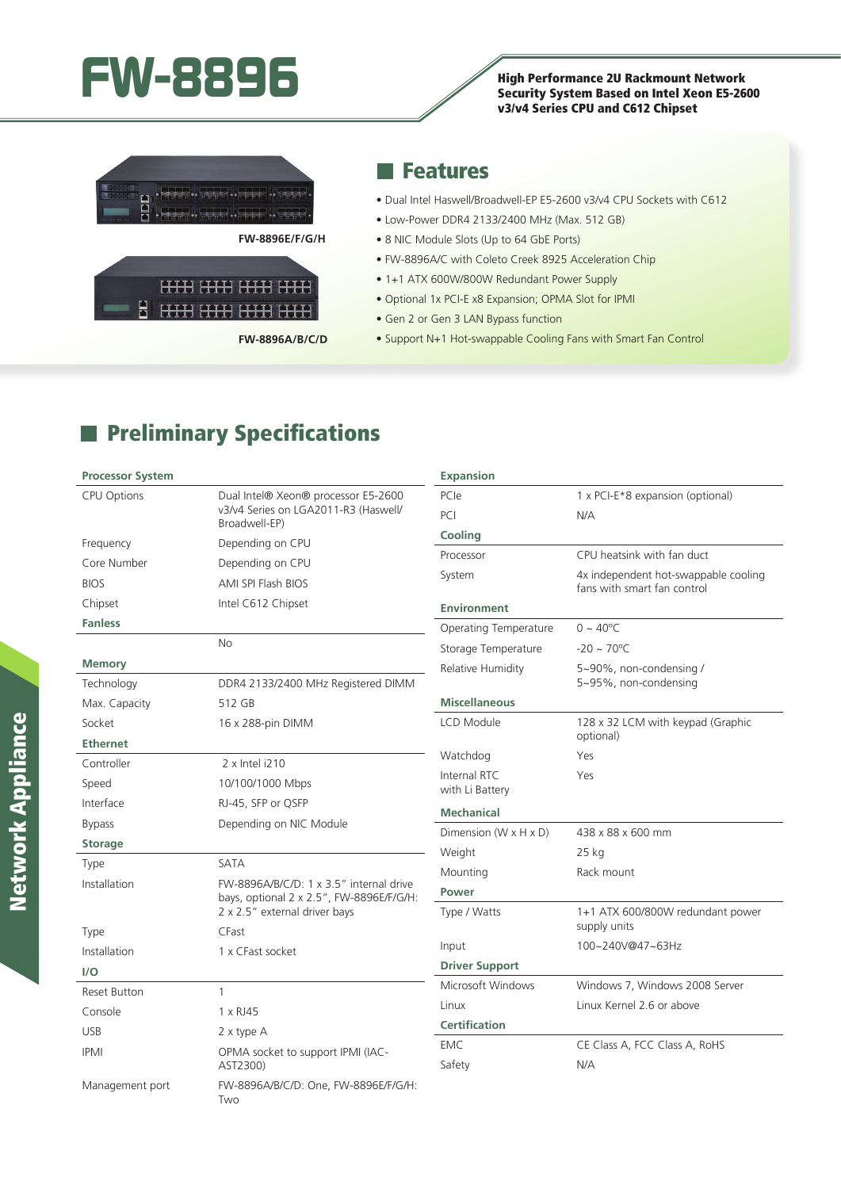# FW-8896

**High Performance 2U Rackmount Network Security System Based on Intel Xeon E5-2600 v3/v4 Series CPU and C612 Chipset**

FW-8896E/F/G/H

FW-8896A/B/C/D

## Features

- Dual Intel Haswell/Broadwell-EP E5-2600 v3/v4 CPU Sockets with C612
- Low-Power DDR4 2133/2400 MHz (Max. 512 GB)
- 8 NIC Module Slots (Up to 64 GbE Ports)
- FW-8896A/C with Coleto Creek 8925 Acceleration Chip
- 1+1 ATX 600W/800W Redundant Power Supply
- Optional 1x PCI-E x8 Expansion; OPMA Slot for IPMI
- Gen 2 or Gen 3 LAN Bypass function
- Support N+1 Hot-swappable Cooling Fans with Smart Fan Control

## Preliminary Specifications

| **Processor System** | |
|---|---|
| CPU Options | Dual Intel® Xeon® processor E5-2600 v3/v4 Series on LGA2011-R3 (Haswell/ Broadwell-EP) |
| Frequency | Depending on CPU |
| Core Number | Depending on CPU |
| BIOS | AMI SPI Flash BIOS |
| Chipset | Intel C612 Chipset |
| **Fanless** | |
| | No |
| **Memory** | |
| Technology | DDR4 2133/2400 MHz Registered DIMM |
| Max. Capacity | 512 GB |
| Socket | 16 x 288-pin DIMM |
| **Ethernet** | |
| Controller | 2 x Intel i210 |
| Speed | 10/100/1000 Mbps |
| Interface | RJ-45, SFP or QSFP |
| Bypass | Depending on NIC Module |
| **Storage** | |
| Type | SATA |
| Installation | FW-8896A/B/C/D: 1 x 3.5" internal drive bays, optional 2 x 2.5", FW-8896E/F/G/H: 2 x 2.5" external driver bays |
| Type | CFast |
| Installation | 1 x CFast socket |
| **I/O** | |
| Reset Button | 1 |
| Console | 1 x RJ45 |
| USB | 2 x type A |
| IPMI | OPMA socket to support IPMI (IAC-AST2300) |
| Management port | FW-8896A/B/C/D: One, FW-8896E/F/G/H: Two |

| **Expansion** | |
|---|---|
| PCIe | 1 x PCI-E*8 expansion (optional) |
| PCI | N/A |
| **Cooling** | |
| Processor | CPU heatsink with fan duct |
| System | 4x independent hot-swappable cooling fans with smart fan control |
| **Environment** | |
| Operating Temperature | 0 ~ 40°C |
| Storage Temperature | -20 ~ 70°C |
| Relative Humidity | 5~90%, non-condensing / 5~95%, non-condensing |
| **Miscellaneous** | |
| LCD Module | 128 x 32 LCM with keypad (Graphic optional) |
| Watchdog | Yes |
| Internal RTC with Li Battery | Yes |
| **Mechanical** | |
| Dimension (W x H x D) | 438 x 88 x 600 mm |
| Weight | 25 kg |
| Mounting | Rack mount |
| **Power** | |
| Type / Watts | 1+1 ATX 600/800W redundant power supply units |
| Input | 100~240V@47~63Hz |
| **Driver Support** | |
| Microsoft Windows | Windows 7, Windows 2008 Server |
| Linux | Linux Kernel 2.6 or above |
| **Certification** | |
| EMC | CE Class A, FCC Class A, RoHS |
| Safety | N/A |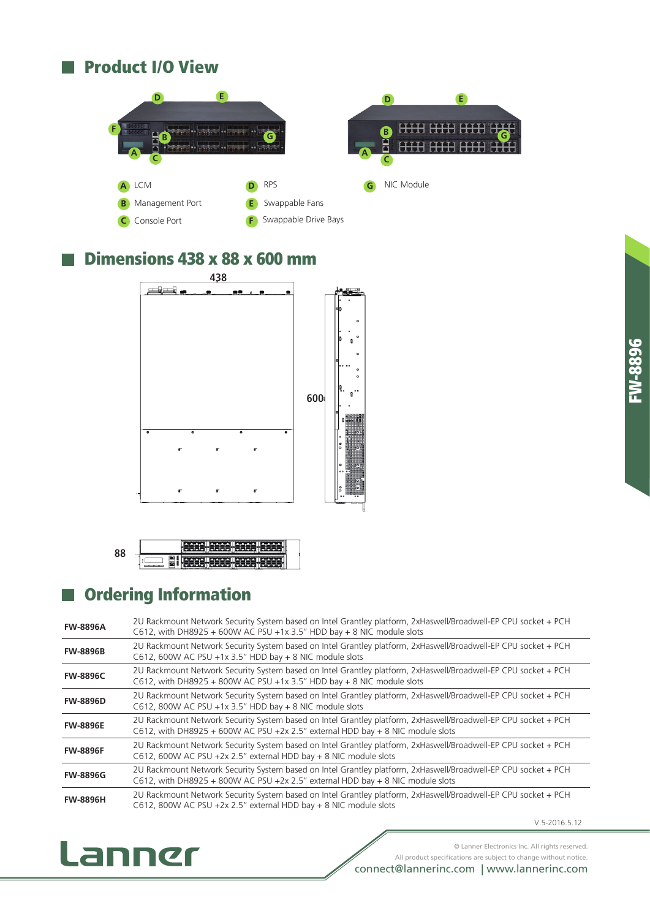## Product I/O View

A LCM
B Management Port
C Console Port
D RPS
E Swappable Fans
F Swappable Drive Bays
G NIC Module

## Dimensions 438 x 88 x 600 mm

438

600

88

## Ordering Information

| | |
|---|---|
| **FW-8896A** | 2U Rackmount Network Security System based on Intel Grantley platform, 2xHaswell/Broadwell-EP CPU socket + PCH C612, with DH8925 + 600W AC PSU +1x 3.5" HDD bay + 8 NIC module slots |
| **FW-8896B** | 2U Rackmount Network Security System based on Intel Grantley platform, 2xHaswell/Broadwell-EP CPU socket + PCH C612, 600W AC PSU +1x 3.5" HDD bay + 8 NIC module slots |
| **FW-8896C** | 2U Rackmount Network Security System based on Intel Grantley platform, 2xHaswell/Broadwell-EP CPU socket + PCH C612, with DH8925 + 800W AC PSU +1x 3.5" HDD bay + 8 NIC module slots |
| **FW-8896D** | 2U Rackmount Network Security System based on Intel Grantley platform, 2xHaswell/Broadwell-EP CPU socket + PCH C612, 800W AC PSU +1x 3.5" HDD bay + 8 NIC module slots |
| **FW-8896E** | 2U Rackmount Network Security System based on Intel Grantley platform, 2xHaswell/Broadwell-EP CPU socket + PCH C612, with DH8925 + 600W AC PSU +2x 2.5" external HDD bay + 8 NIC module slots |
| **FW-8896F** | 2U Rackmount Network Security System based on Intel Grantley platform, 2xHaswell/Broadwell-EP CPU socket + PCH C612, 600W AC PSU +2x 2.5" external HDD bay + 8 NIC module slots |
| **FW-8896G** | 2U Rackmount Network Security System based on Intel Grantley platform, 2xHaswell/Broadwell-EP CPU socket + PCH C612, with DH8925 + 800W AC PSU +2x 2.5" external HDD bay + 8 NIC module slots |
| **FW-8896H** | 2U Rackmount Network Security System based on Intel Grantley platform, 2xHaswell/Broadwell-EP CPU socket + PCH C612, 800W AC PSU +2x 2.5" external HDD bay + 8 NIC module slots |

V.5-2016.5.12

Lanner

© Lanner Electronics Inc. All rights reserved.
All product specifications are subject to change without notice.
connect@lannerinc.com | www.lannerinc.com